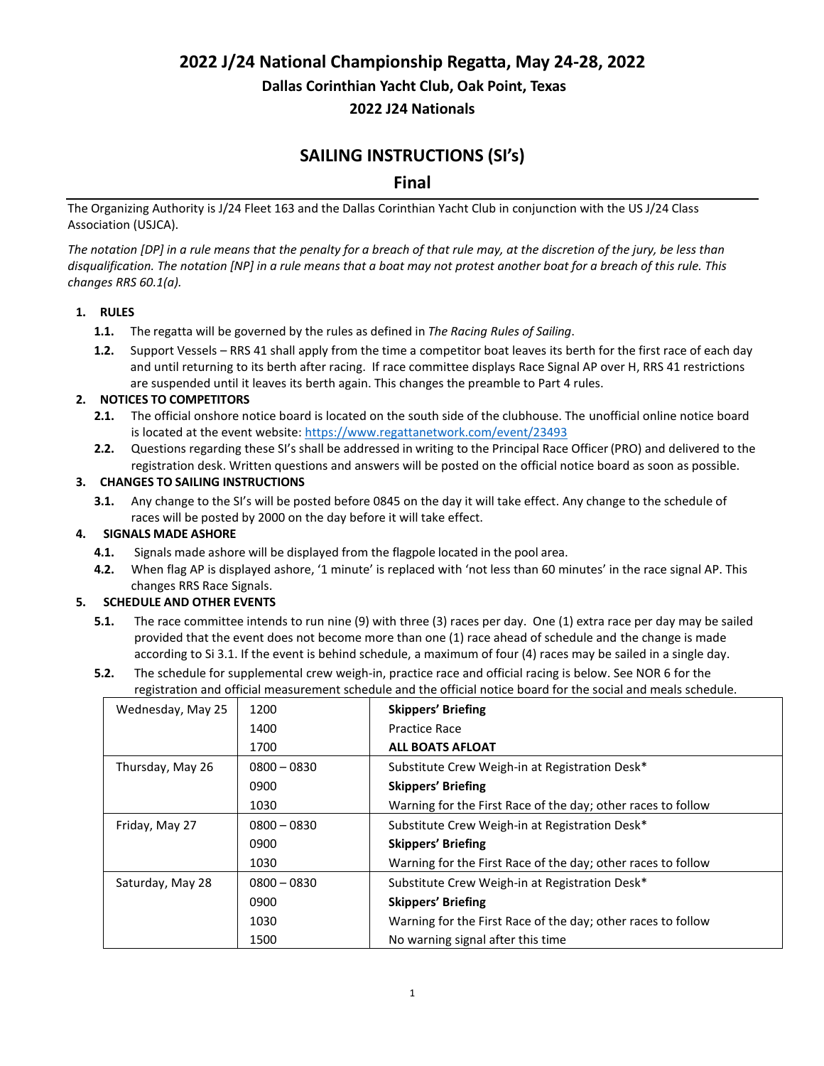# 2022 J/24 National Championship Regatta, May 24-28, 2022

## Dallas Corinthian Yacht Club, Oak Point, Texas

## 2022 J24 Nationals

# SAILING INSTRUCTIONS (SI's)

## Final

The Organizing Authority is J/24 Fleet 163 and the Dallas Corinthian Yacht Club in conjunction with the US J/24 Class Association (USJCA).

*The notation [DP] in a rule means that the penalty for a breach of that rule may, at the discretion of the jury, be less than disqualification. The notation [NP] in a rule means that a boat may not protest another boat for a breach of this rule. This changes RRS 60.1(a).*

1. **RULES**
   - **1.1.** The regatta will be governed by the rules as defined in *The Racing Rules of Sailing*.
   - **1.2.** Support Vessels – RRS 41 shall apply from the time a competitor boat leaves its berth for the first race of each day and until returning to its berth after racing. If race committee displays Race Signal AP over H, RRS 41 restrictions are suspended until it leaves its berth again. This changes the preamble to Part 4 rules.
2. **NOTICES TO COMPETITORS**
   - **2.1.** The official onshore notice board is located on the south side of the clubhouse. The unofficial online notice board is located at the event website: https://www.regattanetwork.com/event/23493
   - **2.2.** Questions regarding these SI's shall be addressed in writing to the Principal Race Officer (PRO) and delivered to the registration desk. Written questions and answers will be posted on the official notice board as soon as possible.
3. **CHANGES TO SAILING INSTRUCTIONS**
   - **3.1.** Any change to the SI's will be posted before 0845 on the day it will take effect. Any change to the schedule of races will be posted by 2000 on the day before it will take effect.
4. **SIGNALS MADE ASHORE**
   - **4.1.** Signals made ashore will be displayed from the flagpole located in the pool area.
   - **4.2.** When flag AP is displayed ashore, '1 minute' is replaced with 'not less than 60 minutes' in the race signal AP. This changes RRS Race Signals.
5. **SCHEDULE AND OTHER EVENTS**
   - **5.1.** The race committee intends to run nine (9) with three (3) races per day. One (1) extra race per day may be sailed provided that the event does not become more than one (1) race ahead of schedule and the change is made according to Si 3.1. If the event is behind schedule, a maximum of four (4) races may be sailed in a single day.
   - **5.2.** The schedule for supplemental crew weigh-in, practice race and official racing is below. See NOR 6 for the registration and official measurement schedule and the official notice board for the social and meals schedule.

| Day | Time | Event |
|---|---|---|
| Wednesday, May 25 | 1200 | **Skippers' Briefing** |
| | 1400 | Practice Race |
| | 1700 | **ALL BOATS AFLOAT** |
| Thursday, May 26 | 0800 – 0830 | Substitute Crew Weigh-in at Registration Desk* |
| | 0900 | **Skippers' Briefing** |
| | 1030 | Warning for the First Race of the day; other races to follow |
| Friday, May 27 | 0800 – 0830 | Substitute Crew Weigh-in at Registration Desk* |
| | 0900 | **Skippers' Briefing** |
| | 1030 | Warning for the First Race of the day; other races to follow |
| Saturday, May 28 | 0800 – 0830 | Substitute Crew Weigh-in at Registration Desk* |
| | 0900 | **Skippers' Briefing** |
| | 1030 | Warning for the First Race of the day; other races to follow |
| | 1500 | No warning signal after this time |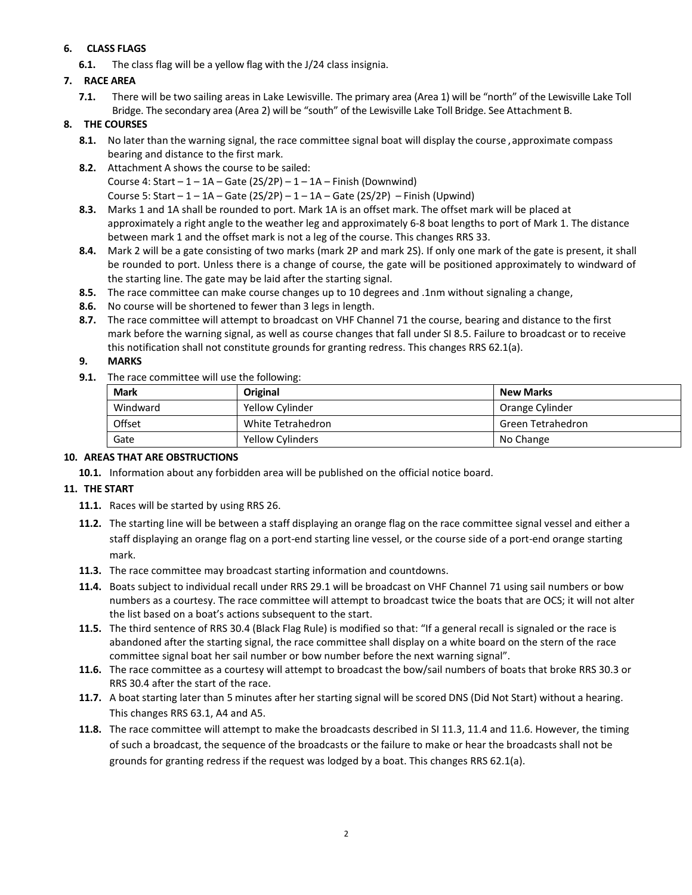## 6. CLASS FLAGS

**6.1.** The class flag will be a yellow flag with the J/24 class insignia.

## 7. RACE AREA

**7.1.** There will be two sailing areas in Lake Lewisville. The primary area (Area 1) will be "north" of the Lewisville Lake Toll Bridge. The secondary area (Area 2) will be "south" of the Lewisville Lake Toll Bridge. See Attachment B.

## 8. THE COURSES

**8.1.** No later than the warning signal, the race committee signal boat will display the course , approximate compass bearing and distance to the first mark.

**8.2.** Attachment A shows the course to be sailed:
Course 4: Start – 1 – 1A – Gate (2S/2P) – 1 – 1A – Finish (Downwind)
Course 5: Start – 1 – 1A – Gate (2S/2P) – 1 – 1A – Gate (2S/2P) – Finish (Upwind)

**8.3.** Marks 1 and 1A shall be rounded to port. Mark 1A is an offset mark. The offset mark will be placed at approximately a right angle to the weather leg and approximately 6-8 boat lengths to port of Mark 1. The distance between mark 1 and the offset mark is not a leg of the course. This changes RRS 33.

**8.4.** Mark 2 will be a gate consisting of two marks (mark 2P and mark 2S). If only one mark of the gate is present, it shall be rounded to port. Unless there is a change of course, the gate will be positioned approximately to windward of the starting line. The gate may be laid after the starting signal.

**8.5.** The race committee can make course changes up to 10 degrees and .1nm without signaling a change,

**8.6.** No course will be shortened to fewer than 3 legs in length.

**8.7.** The race committee will attempt to broadcast on VHF Channel 71 the course, bearing and distance to the first mark before the warning signal, as well as course changes that fall under SI 8.5. Failure to broadcast or to receive this notification shall not constitute grounds for granting redress. This changes RRS 62.1(a).

## 9. MARKS

**9.1.** The race committee will use the following:

| Mark | Original | New Marks |
|---|---|---|
| Windward | Yellow Cylinder | Orange Cylinder |
| Offset | White Tetrahedron | Green Tetrahedron |
| Gate | Yellow Cylinders | No Change |

## 10. AREAS THAT ARE OBSTRUCTIONS

**10.1.** Information about any forbidden area will be published on the official notice board.

## 11. THE START

**11.1.** Races will be started by using RRS 26.

**11.2.** The starting line will be between a staff displaying an orange flag on the race committee signal vessel and either a staff displaying an orange flag on a port-end starting line vessel, or the course side of a port-end orange starting mark.

**11.3.** The race committee may broadcast starting information and countdowns.

**11.4.** Boats subject to individual recall under RRS 29.1 will be broadcast on VHF Channel 71 using sail numbers or bow numbers as a courtesy. The race committee will attempt to broadcast twice the boats that are OCS; it will not alter the list based on a boat's actions subsequent to the start.

**11.5.** The third sentence of RRS 30.4 (Black Flag Rule) is modified so that: "If a general recall is signaled or the race is abandoned after the starting signal, the race committee shall display on a white board on the stern of the race committee signal boat her sail number or bow number before the next warning signal".

**11.6.** The race committee as a courtesy will attempt to broadcast the bow/sail numbers of boats that broke RRS 30.3 or RRS 30.4 after the start of the race.

**11.7.** A boat starting later than 5 minutes after her starting signal will be scored DNS (Did Not Start) without a hearing. This changes RRS 63.1, A4 and A5.

**11.8.** The race committee will attempt to make the broadcasts described in SI 11.3, 11.4 and 11.6. However, the timing of such a broadcast, the sequence of the broadcasts or the failure to make or hear the broadcasts shall not be grounds for granting redress if the request was lodged by a boat. This changes RRS 62.1(a).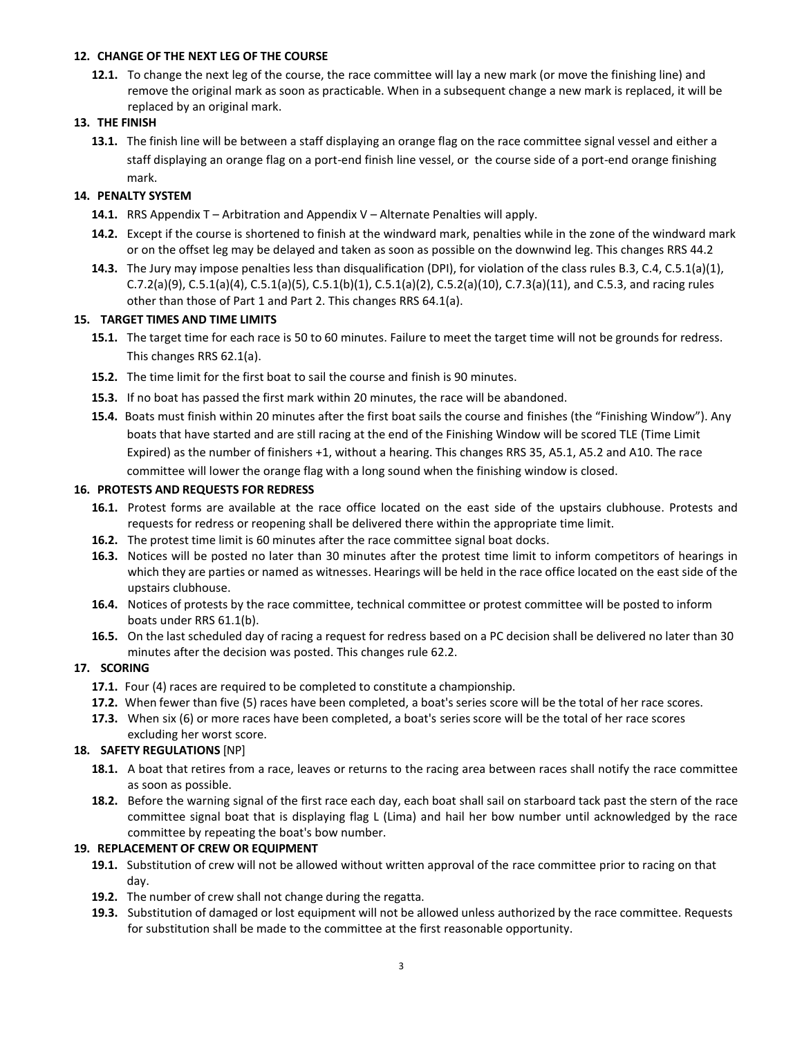## 12. CHANGE OF THE NEXT LEG OF THE COURSE

**12.1.** To change the next leg of the course, the race committee will lay a new mark (or move the finishing line) and remove the original mark as soon as practicable. When in a subsequent change a new mark is replaced, it will be replaced by an original mark.

## 13. THE FINISH

**13.1.** The finish line will be between a staff displaying an orange flag on the race committee signal vessel and either a staff displaying an orange flag on a port-end finish line vessel, or the course side of a port-end orange finishing mark.

## 14. PENALTY SYSTEM

**14.1.** RRS Appendix T – Arbitration and Appendix V – Alternate Penalties will apply.

**14.2.** Except if the course is shortened to finish at the windward mark, penalties while in the zone of the windward mark or on the offset leg may be delayed and taken as soon as possible on the downwind leg. This changes RRS 44.2

**14.3.** The Jury may impose penalties less than disqualification (DPI), for violation of the class rules B.3, C.4, C.5.1(a)(1), C.7.2(a)(9), C.5.1(a)(4), C.5.1(a)(5), C.5.1(b)(1), C.5.1(a)(2), C.5.2(a)(10), C.7.3(a)(11), and C.5.3, and racing rules other than those of Part 1 and Part 2. This changes RRS 64.1(a).

## 15. TARGET TIMES AND TIME LIMITS

**15.1.** The target time for each race is 50 to 60 minutes. Failure to meet the target time will not be grounds for redress. This changes RRS 62.1(a).

**15.2.** The time limit for the first boat to sail the course and finish is 90 minutes.

**15.3.** If no boat has passed the first mark within 20 minutes, the race will be abandoned.

**15.4.** Boats must finish within 20 minutes after the first boat sails the course and finishes (the "Finishing Window"). Any boats that have started and are still racing at the end of the Finishing Window will be scored TLE (Time Limit Expired) as the number of finishers +1, without a hearing. This changes RRS 35, A5.1, A5.2 and A10. The race committee will lower the orange flag with a long sound when the finishing window is closed.

## 16. PROTESTS AND REQUESTS FOR REDRESS

**16.1.** Protest forms are available at the race office located on the east side of the upstairs clubhouse. Protests and requests for redress or reopening shall be delivered there within the appropriate time limit.

**16.2.** The protest time limit is 60 minutes after the race committee signal boat docks.

**16.3.** Notices will be posted no later than 30 minutes after the protest time limit to inform competitors of hearings in which they are parties or named as witnesses. Hearings will be held in the race office located on the east side of the upstairs clubhouse.

**16.4.** Notices of protests by the race committee, technical committee or protest committee will be posted to inform boats under RRS 61.1(b).

**16.5.** On the last scheduled day of racing a request for redress based on a PC decision shall be delivered no later than 30 minutes after the decision was posted. This changes rule 62.2.

## 17. SCORING

**17.1.** Four (4) races are required to be completed to constitute a championship.

**17.2.** When fewer than five (5) races have been completed, a boat's series score will be the total of her race scores.

**17.3.** When six (6) or more races have been completed, a boat's series score will be the total of her race scores excluding her worst score.

## 18. SAFETY REGULATIONS [NP]

**18.1.** A boat that retires from a race, leaves or returns to the racing area between races shall notify the race committee as soon as possible.

**18.2.** Before the warning signal of the first race each day, each boat shall sail on starboard tack past the stern of the race committee signal boat that is displaying flag L (Lima) and hail her bow number until acknowledged by the race committee by repeating the boat's bow number.

## 19. REPLACEMENT OF CREW OR EQUIPMENT

**19.1.** Substitution of crew will not be allowed without written approval of the race committee prior to racing on that day.

**19.2.** The number of crew shall not change during the regatta.

**19.3.** Substitution of damaged or lost equipment will not be allowed unless authorized by the race committee. Requests for substitution shall be made to the committee at the first reasonable opportunity.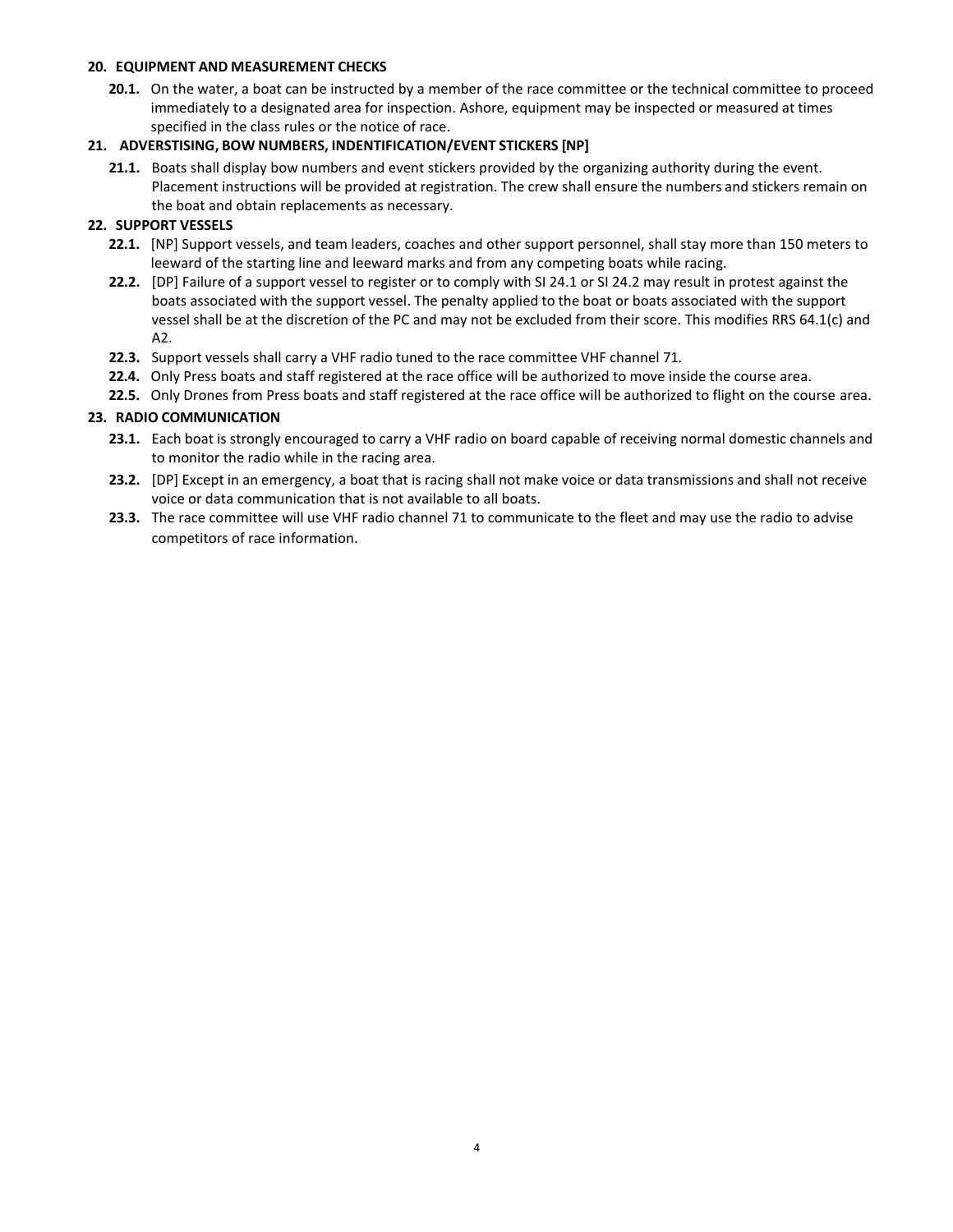## 20. EQUIPMENT AND MEASUREMENT CHECKS

**20.1.** On the water, a boat can be instructed by a member of the race committee or the technical committee to proceed immediately to a designated area for inspection. Ashore, equipment may be inspected or measured at times specified in the class rules or the notice of race.

## 21. ADVERSTISING, BOW NUMBERS, INDENTIFICATION/EVENT STICKERS [NP]

**21.1.** Boats shall display bow numbers and event stickers provided by the organizing authority during the event. Placement instructions will be provided at registration. The crew shall ensure the numbers and stickers remain on the boat and obtain replacements as necessary.

## 22. SUPPORT VESSELS

**22.1.** [NP] Support vessels, and team leaders, coaches and other support personnel, shall stay more than 150 meters to leeward of the starting line and leeward marks and from any competing boats while racing.

**22.2.** [DP] Failure of a support vessel to register or to comply with SI 24.1 or SI 24.2 may result in protest against the boats associated with the support vessel. The penalty applied to the boat or boats associated with the support vessel shall be at the discretion of the PC and may not be excluded from their score. This modifies RRS 64.1(c) and A2.

**22.3.** Support vessels shall carry a VHF radio tuned to the race committee VHF channel 71.

**22.4.** Only Press boats and staff registered at the race office will be authorized to move inside the course area.

**22.5.** Only Drones from Press boats and staff registered at the race office will be authorized to flight on the course area.

## 23. RADIO COMMUNICATION

**23.1.** Each boat is strongly encouraged to carry a VHF radio on board capable of receiving normal domestic channels and to monitor the radio while in the racing area.

**23.2.** [DP] Except in an emergency, a boat that is racing shall not make voice or data transmissions and shall not receive voice or data communication that is not available to all boats.

**23.3.** The race committee will use VHF radio channel 71 to communicate to the fleet and may use the radio to advise competitors of race information.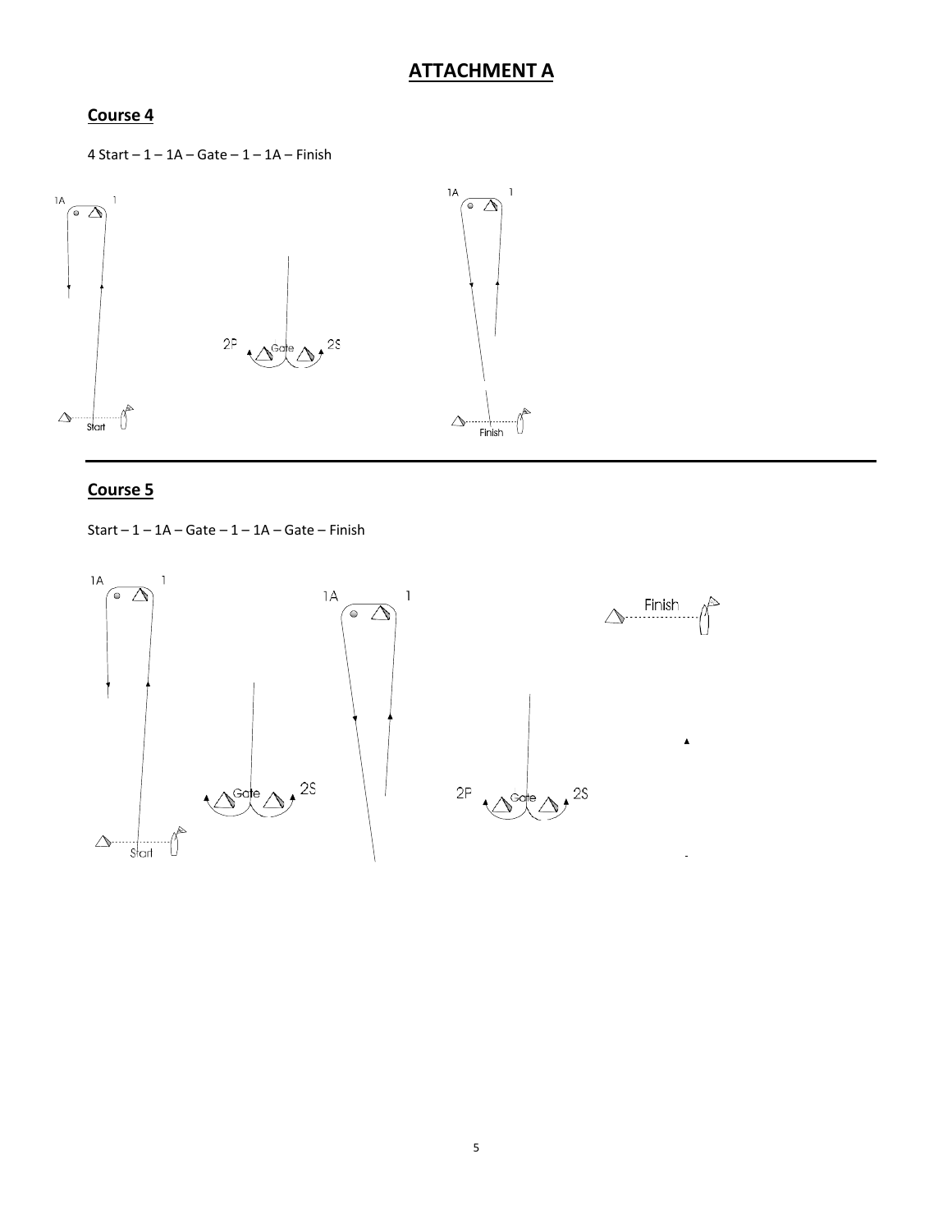# ATTACHMENT A

## Course 4

4 Start – 1 – 1A – Gate – 1 – 1A – Finish

## Course 5

Start – 1 – 1A – Gate – 1 – 1A – Gate – Finish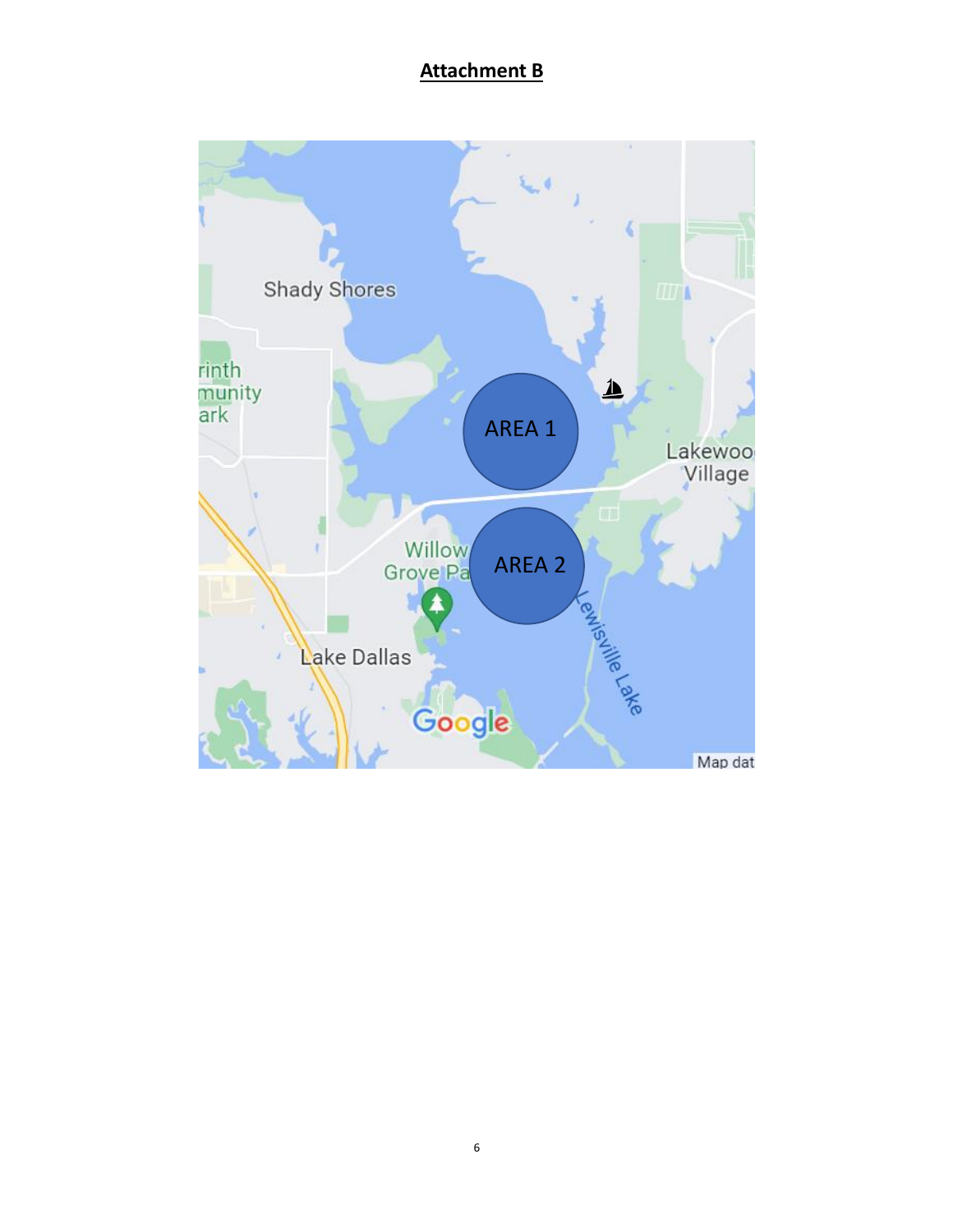# Attachment B

Shady Shores

rinth
munity
ark

AREA 1

Lakewoo
Village

Willow
Grove Pa

AREA 2

Lewisville Lake

Lake Dallas

Google

Map dat